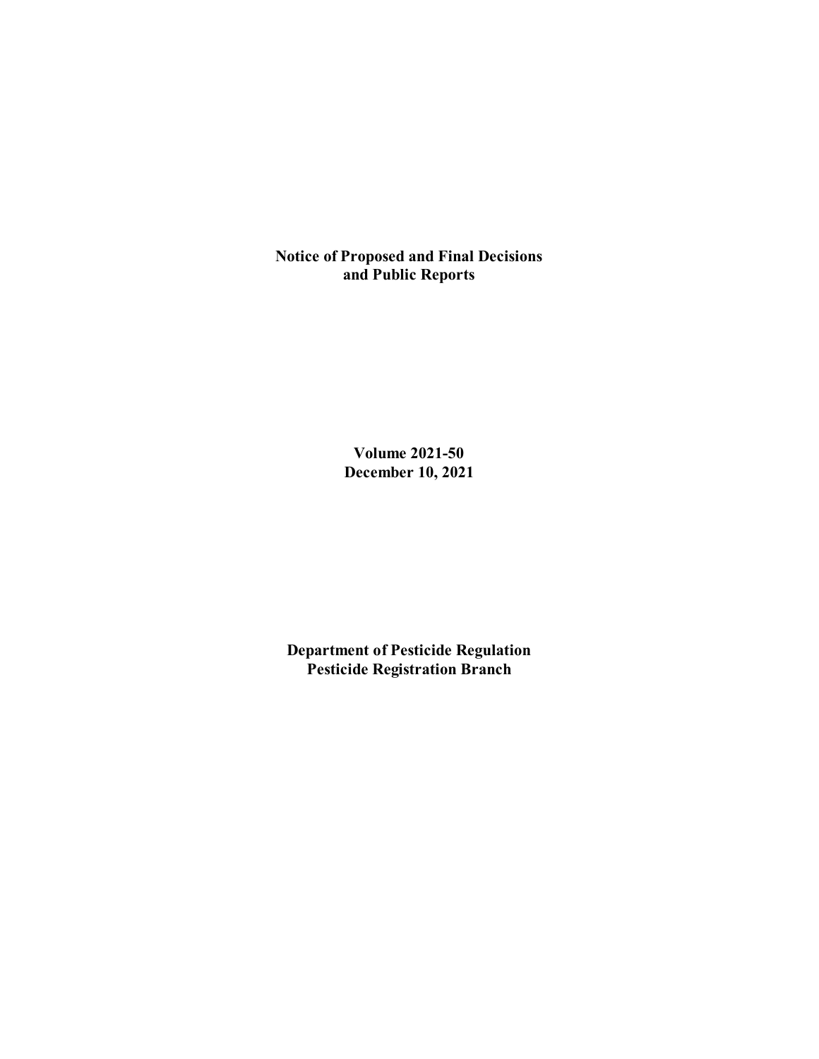# Notice of Proposed and Final Decisions and Public Reports

**Volume 2021-50**
**December 10, 2021**

**Department of Pesticide Regulation**
**Pesticide Registration Branch**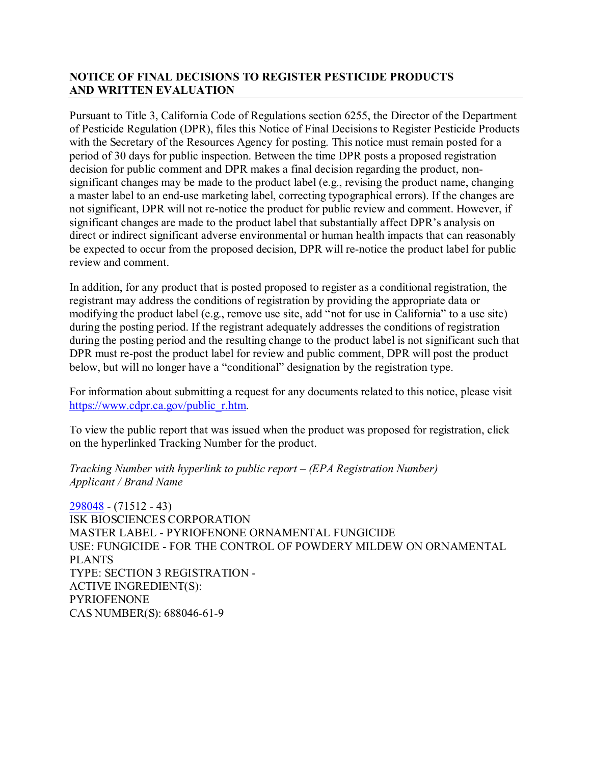## NOTICE OF FINAL DECISIONS TO REGISTER PESTICIDE PRODUCTS AND WRITTEN EVALUATION

Pursuant to Title 3, California Code of Regulations section 6255, the Director of the Department of Pesticide Regulation (DPR), files this Notice of Final Decisions to Register Pesticide Products with the Secretary of the Resources Agency for posting. This notice must remain posted for a period of 30 days for public inspection. Between the time DPR posts a proposed registration decision for public comment and DPR makes a final decision regarding the product, non-significant changes may be made to the product label (e.g., revising the product name, changing a master label to an end-use marketing label, correcting typographical errors). If the changes are not significant, DPR will not re-notice the product for public review and comment. However, if significant changes are made to the product label that substantially affect DPR's analysis on direct or indirect significant adverse environmental or human health impacts that can reasonably be expected to occur from the proposed decision, DPR will re-notice the product label for public review and comment.

In addition, for any product that is posted proposed to register as a conditional registration, the registrant may address the conditions of registration by providing the appropriate data or modifying the product label (e.g., remove use site, add "not for use in California" to a use site) during the posting period. If the registrant adequately addresses the conditions of registration during the posting period and the resulting change to the product label is not significant such that DPR must re-post the product label for review and public comment, DPR will post the product below, but will no longer have a "conditional" designation by the registration type.

For information about submitting a request for any documents related to this notice, please visit https://www.cdpr.ca.gov/public_r.htm.

To view the public report that was issued when the product was proposed for registration, click on the hyperlinked Tracking Number for the product.

*Tracking Number with hyperlink to public report – (EPA Registration Number)*
*Applicant / Brand Name*

298048 - (71512 - 43)
ISK BIOSCIENCES CORPORATION
MASTER LABEL - PYRIOFENONE ORNAMENTAL FUNGICIDE
USE: FUNGICIDE - FOR THE CONTROL OF POWDERY MILDEW ON ORNAMENTAL PLANTS
TYPE: SECTION 3 REGISTRATION -
ACTIVE INGREDIENT(S):
PYRIOFENONE
CAS NUMBER(S): 688046-61-9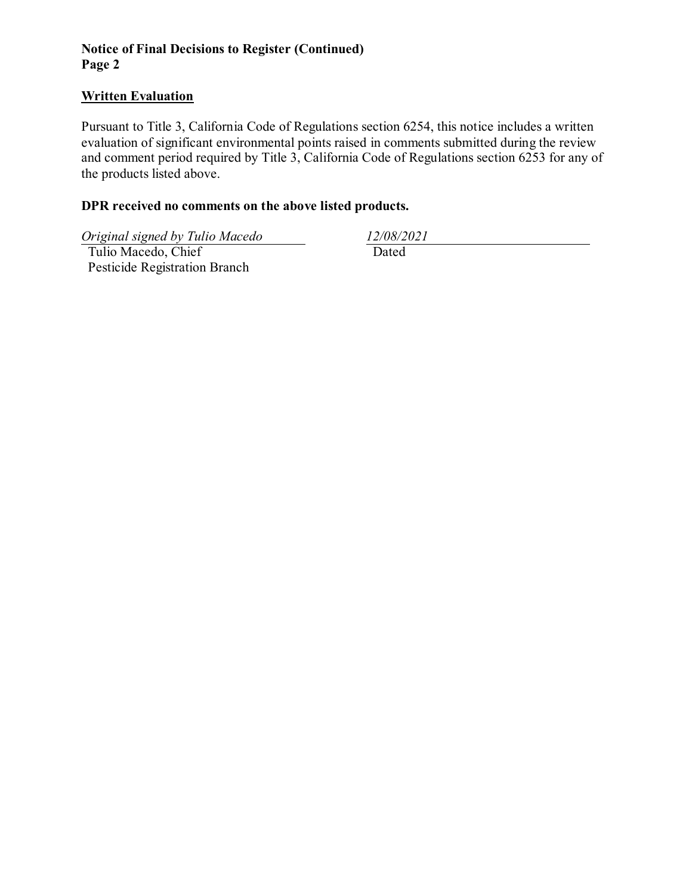**Notice of Final Decisions to Register (Continued)**
**Page 2**

## Written Evaluation

Pursuant to Title 3, California Code of Regulations section 6254, this notice includes a written evaluation of significant environmental points raised in comments submitted during the review and comment period required by Title 3, California Code of Regulations section 6253 for any of the products listed above.

**DPR received no comments on the above listed products.**

| *Original signed by Tulio Macedo* | *12/08/2021* |
|---|---|
| Tulio Macedo, Chief<br>Pesticide Registration Branch | Dated |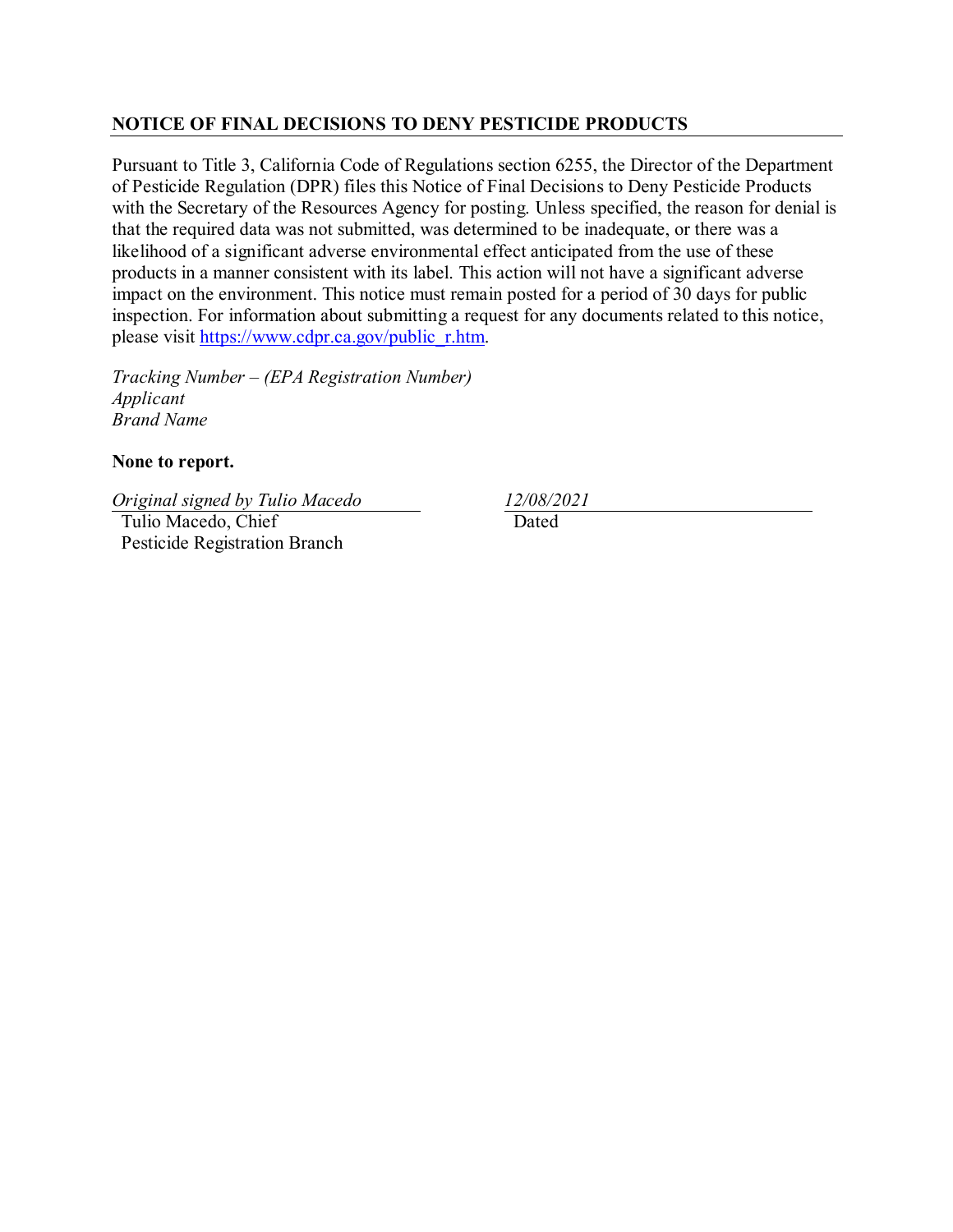## NOTICE OF FINAL DECISIONS TO DENY PESTICIDE PRODUCTS

Pursuant to Title 3, California Code of Regulations section 6255, the Director of the Department of Pesticide Regulation (DPR) files this Notice of Final Decisions to Deny Pesticide Products with the Secretary of the Resources Agency for posting. Unless specified, the reason for denial is that the required data was not submitted, was determined to be inadequate, or there was a likelihood of a significant adverse environmental effect anticipated from the use of these products in a manner consistent with its label. This action will not have a significant adverse impact on the environment. This notice must remain posted for a period of 30 days for public inspection. For information about submitting a request for any documents related to this notice, please visit [https://www.cdpr.ca.gov/public_r.htm](https://www.cdpr.ca.gov/public_r.htm).

*Tracking Number – (EPA Registration Number)*
*Applicant*
*Brand Name*

**None to report.**

*Original signed by Tulio Macedo*
Tulio Macedo, Chief
Pesticide Registration Branch

*12/08/2021*
Dated